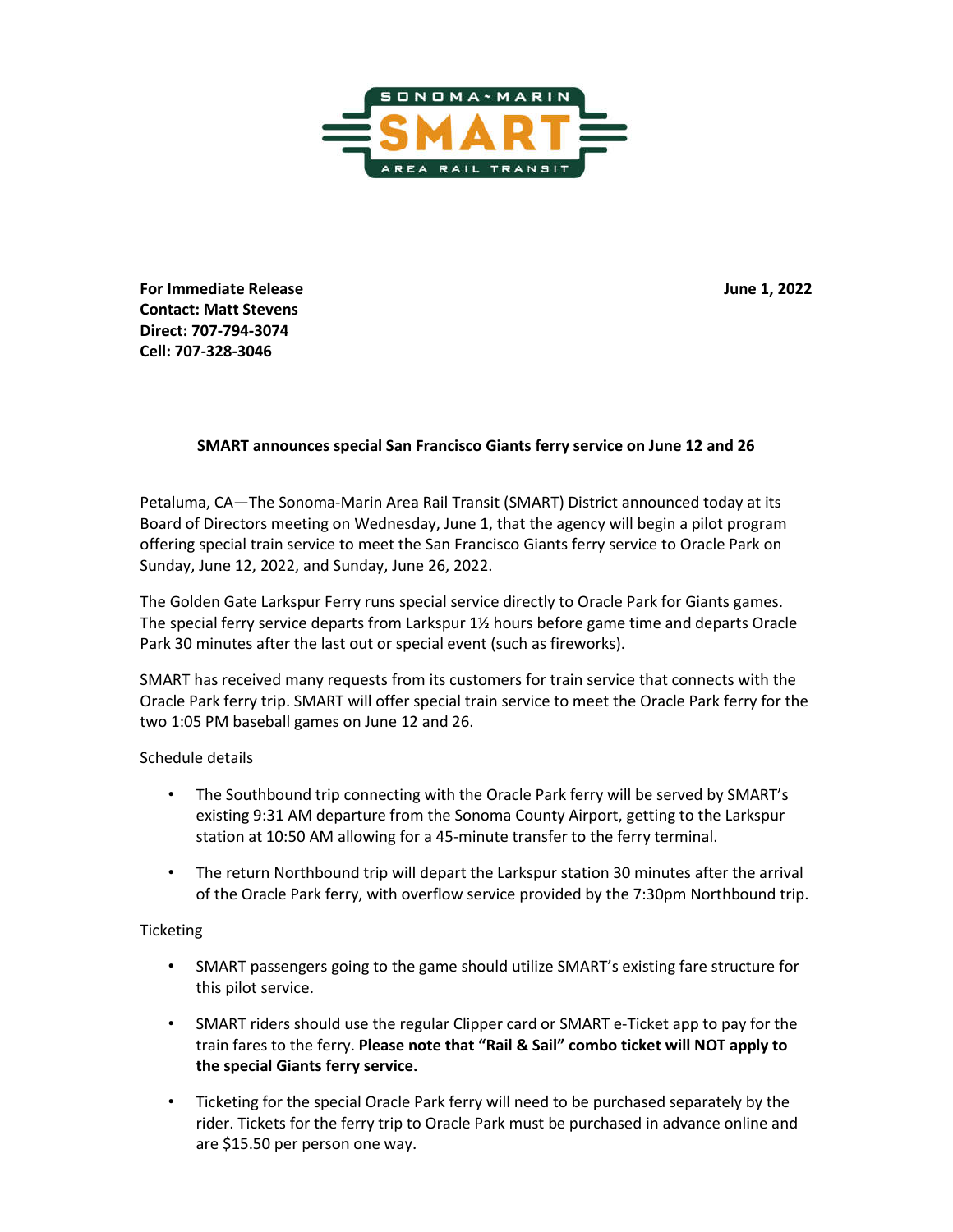SONOMA~MARIN
**SMART**
AREA RAIL TRANSIT

**For Immediate Release** **June 1, 2022**
**Contact: Matt Stevens**
**Direct: 707-794-3074**
**Cell: 707-328-3046**

**SMART announces special San Francisco Giants ferry service on June 12 and 26**

Petaluma, CA—The Sonoma-Marin Area Rail Transit (SMART) District announced today at its Board of Directors meeting on Wednesday, June 1, that the agency will begin a pilot program offering special train service to meet the San Francisco Giants ferry service to Oracle Park on Sunday, June 12, 2022, and Sunday, June 26, 2022.

The Golden Gate Larkspur Ferry runs special service directly to Oracle Park for Giants games. The special ferry service departs from Larkspur 1½ hours before game time and departs Oracle Park 30 minutes after the last out or special event (such as fireworks).

SMART has received many requests from its customers for train service that connects with the Oracle Park ferry trip. SMART will offer special train service to meet the Oracle Park ferry for the two 1:05 PM baseball games on June 12 and 26.

Schedule details

- The Southbound trip connecting with the Oracle Park ferry will be served by SMART's existing 9:31 AM departure from the Sonoma County Airport, getting to the Larkspur station at 10:50 AM allowing for a 45-minute transfer to the ferry terminal.
- The return Northbound trip will depart the Larkspur station 30 minutes after the arrival of the Oracle Park ferry, with overflow service provided by the 7:30pm Northbound trip.

Ticketing

- SMART passengers going to the game should utilize SMART's existing fare structure for this pilot service.
- SMART riders should use the regular Clipper card or SMART e-Ticket app to pay for the train fares to the ferry. **Please note that "Rail & Sail" combo ticket will NOT apply to the special Giants ferry service.**
- Ticketing for the special Oracle Park ferry will need to be purchased separately by the rider. Tickets for the ferry trip to Oracle Park must be purchased in advance online and are $15.50 per person one way.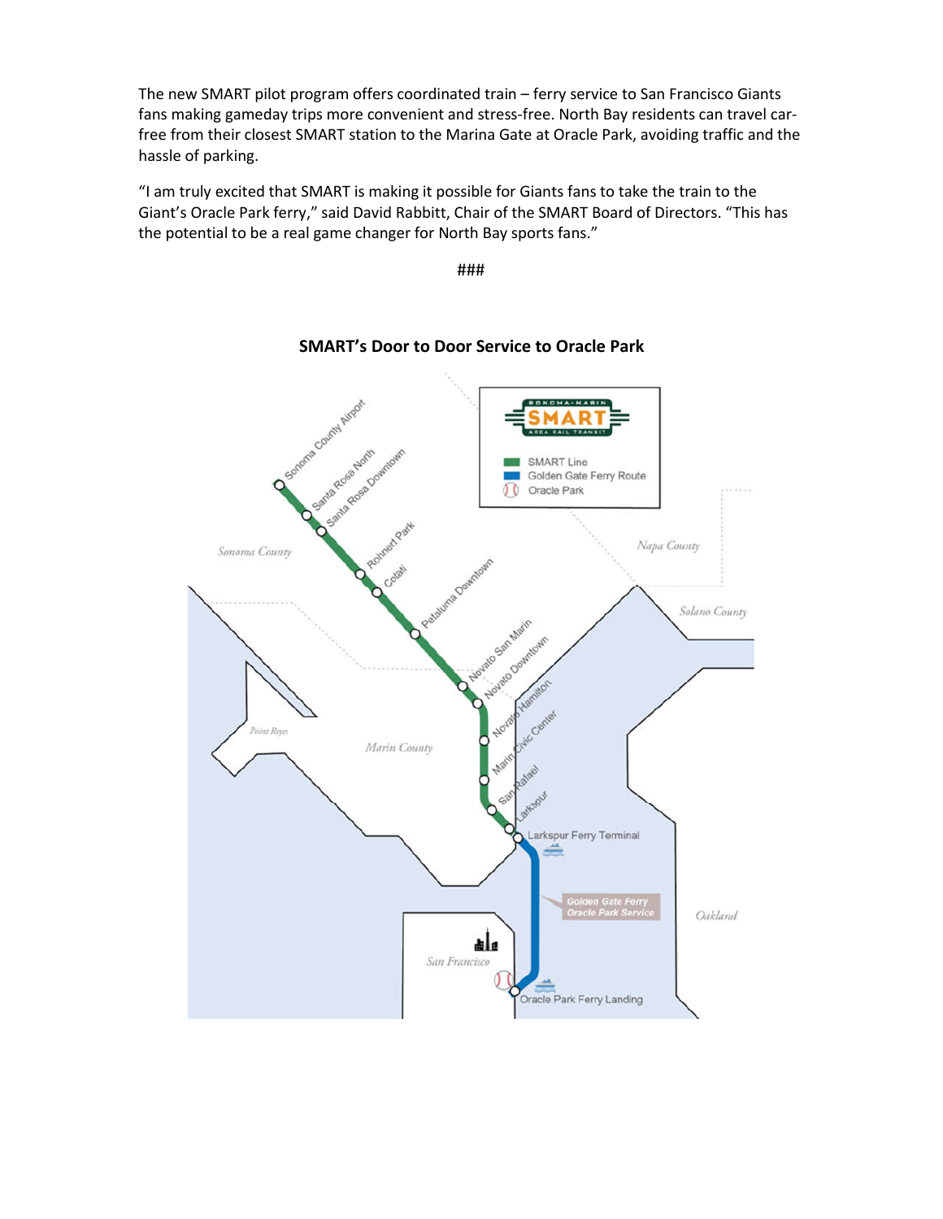The new SMART pilot program offers coordinated train – ferry service to San Francisco Giants fans making gameday trips more convenient and stress-free. North Bay residents can travel car-free from their closest SMART station to the Marina Gate at Oracle Park, avoiding traffic and the hassle of parking.

"I am truly excited that SMART is making it possible for Giants fans to take the train to the Giant's Oracle Park ferry," said David Rabbitt, Chair of the SMART Board of Directors. "This has the potential to be a real game changer for North Bay sports fans."

###

**SMART's Door to Door Service to Oracle Park**

SONOMA-MARIN SMART AREA RAIL TRANSIT

SMART Line

Golden Gate Ferry Route

Oracle Park

Sonoma County Airport

Santa Rosa North

Santa Rosa Downtown

Rohnert Park

Cotati

Petaluma Downtown

Novato San Marin

Novato Downtown

Novato Hamilton

Marin Civic Center

San Rafael

Larkspur

Larkspur Ferry Terminal

Golden Gate Ferry Oracle Park Service

Oracle Park Ferry Landing

Sonoma County

Napa County

Solano County

Marin County

Point Reyes

San Francisco

Oakland